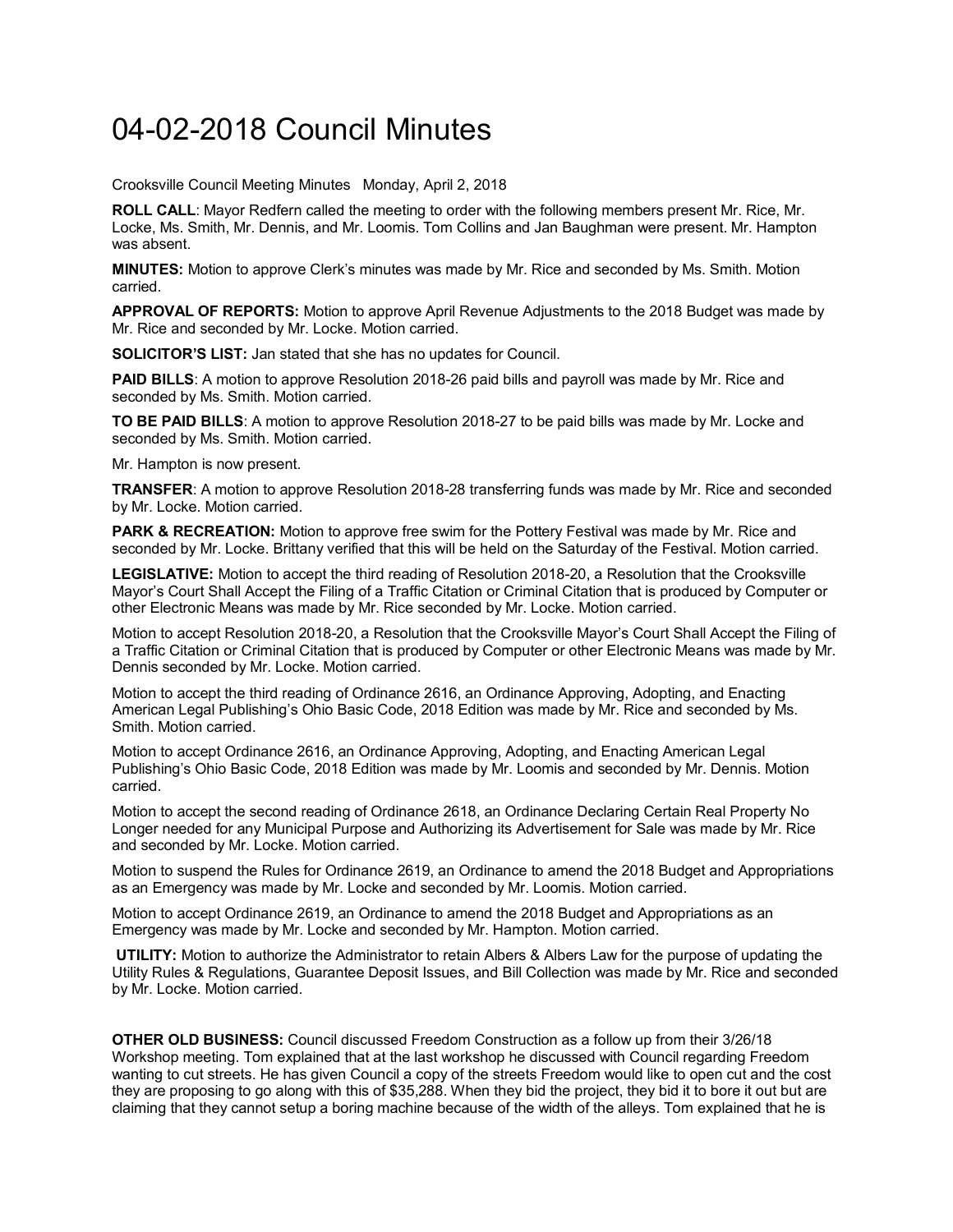# 04-02-2018 Council Minutes

Crooksville Council Meeting Minutes   Monday, April 2, 2018

**ROLL CALL**: Mayor Redfern called the meeting to order with the following members present Mr. Rice, Mr. Locke, Ms. Smith, Mr. Dennis, and Mr. Loomis. Tom Collins and Jan Baughman were present. Mr. Hampton was absent.

**MINUTES:** Motion to approve Clerk's minutes was made by Mr. Rice and seconded by Ms. Smith. Motion carried.

**APPROVAL OF REPORTS:** Motion to approve April Revenue Adjustments to the 2018 Budget was made by Mr. Rice and seconded by Mr. Locke. Motion carried.

**SOLICITOR'S LIST:** Jan stated that she has no updates for Council.

**PAID BILLS**: A motion to approve Resolution 2018-26 paid bills and payroll was made by Mr. Rice and seconded by Ms. Smith. Motion carried.

**TO BE PAID BILLS**: A motion to approve Resolution 2018-27 to be paid bills was made by Mr. Locke and seconded by Ms. Smith. Motion carried.

Mr. Hampton is now present.

**TRANSFER**: A motion to approve Resolution 2018-28 transferring funds was made by Mr. Rice and seconded by Mr. Locke. Motion carried.

**PARK & RECREATION:** Motion to approve free swim for the Pottery Festival was made by Mr. Rice and seconded by Mr. Locke. Brittany verified that this will be held on the Saturday of the Festival. Motion carried.

**LEGISLATIVE:** Motion to accept the third reading of Resolution 2018-20, a Resolution that the Crooksville Mayor's Court Shall Accept the Filing of a Traffic Citation or Criminal Citation that is produced by Computer or other Electronic Means was made by Mr. Rice seconded by Mr. Locke. Motion carried.

Motion to accept Resolution 2018-20, a Resolution that the Crooksville Mayor's Court Shall Accept the Filing of a Traffic Citation or Criminal Citation that is produced by Computer or other Electronic Means was made by Mr. Dennis seconded by Mr. Locke. Motion carried.

Motion to accept the third reading of Ordinance 2616, an Ordinance Approving, Adopting, and Enacting American Legal Publishing's Ohio Basic Code, 2018 Edition was made by Mr. Rice and seconded by Ms. Smith. Motion carried.

Motion to accept Ordinance 2616, an Ordinance Approving, Adopting, and Enacting American Legal Publishing's Ohio Basic Code, 2018 Edition was made by Mr. Loomis and seconded by Mr. Dennis. Motion carried.

Motion to accept the second reading of Ordinance 2618, an Ordinance Declaring Certain Real Property No Longer needed for any Municipal Purpose and Authorizing its Advertisement for Sale was made by Mr. Rice and seconded by Mr. Locke. Motion carried.

Motion to suspend the Rules for Ordinance 2619, an Ordinance to amend the 2018 Budget and Appropriations as an Emergency was made by Mr. Locke and seconded by Mr. Loomis. Motion carried.

Motion to accept Ordinance 2619, an Ordinance to amend the 2018 Budget and Appropriations as an Emergency was made by Mr. Locke and seconded by Mr. Hampton. Motion carried.

**UTILITY:** Motion to authorize the Administrator to retain Albers & Albers Law for the purpose of updating the Utility Rules & Regulations, Guarantee Deposit Issues, and Bill Collection was made by Mr. Rice and seconded by Mr. Locke. Motion carried.

**OTHER OLD BUSINESS:** Council discussed Freedom Construction as a follow up from their 3/26/18 Workshop meeting. Tom explained that at the last workshop he discussed with Council regarding Freedom wanting to cut streets. He has given Council a copy of the streets Freedom would like to open cut and the cost they are proposing to go along with this of $35,288. When they bid the project, they bid it to bore it out but are claiming that they cannot setup a boring machine because of the width of the alleys. Tom explained that he is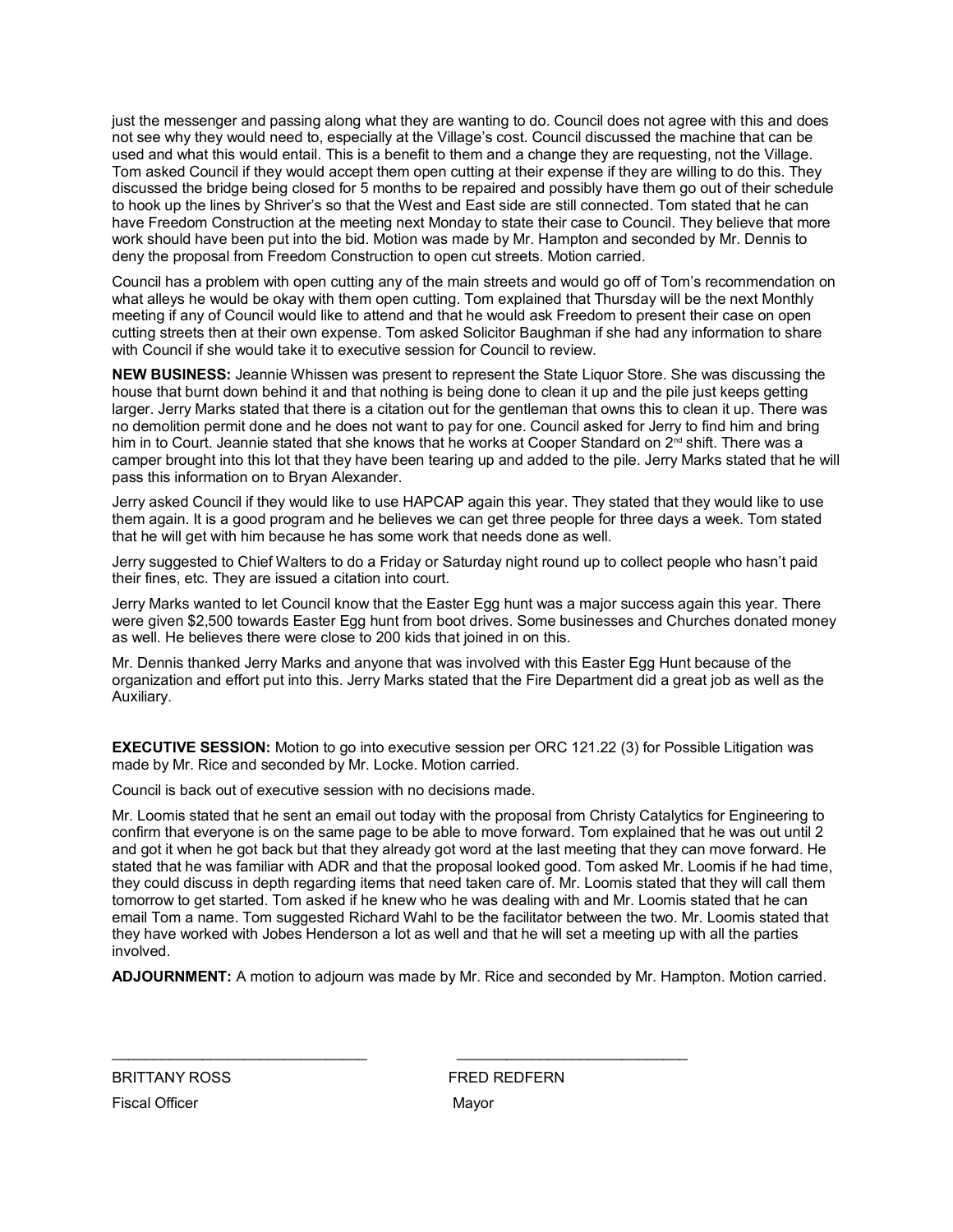just the messenger and passing along what they are wanting to do. Council does not agree with this and does not see why they would need to, especially at the Village's cost. Council discussed the machine that can be used and what this would entail. This is a benefit to them and a change they are requesting, not the Village. Tom asked Council if they would accept them open cutting at their expense if they are willing to do this. They discussed the bridge being closed for 5 months to be repaired and possibly have them go out of their schedule to hook up the lines by Shriver's so that the West and East side are still connected. Tom stated that he can have Freedom Construction at the meeting next Monday to state their case to Council. They believe that more work should have been put into the bid. Motion was made by Mr. Hampton and seconded by Mr. Dennis to deny the proposal from Freedom Construction to open cut streets. Motion carried.

Council has a problem with open cutting any of the main streets and would go off of Tom's recommendation on what alleys he would be okay with them open cutting. Tom explained that Thursday will be the next Monthly meeting if any of Council would like to attend and that he would ask Freedom to present their case on open cutting streets then at their own expense. Tom asked Solicitor Baughman if she had any information to share with Council if she would take it to executive session for Council to review.

**NEW BUSINESS:** Jeannie Whissen was present to represent the State Liquor Store. She was discussing the house that burnt down behind it and that nothing is being done to clean it up and the pile just keeps getting larger. Jerry Marks stated that there is a citation out for the gentleman that owns this to clean it up. There was no demolition permit done and he does not want to pay for one. Council asked for Jerry to find him and bring him in to Court. Jeannie stated that she knows that he works at Cooper Standard on 2nd shift. There was a camper brought into this lot that they have been tearing up and added to the pile. Jerry Marks stated that he will pass this information on to Bryan Alexander.

Jerry asked Council if they would like to use HAPCAP again this year. They stated that they would like to use them again. It is a good program and he believes we can get three people for three days a week. Tom stated that he will get with him because he has some work that needs done as well.

Jerry suggested to Chief Walters to do a Friday or Saturday night round up to collect people who hasn't paid their fines, etc. They are issued a citation into court.

Jerry Marks wanted to let Council know that the Easter Egg hunt was a major success again this year. There were given $2,500 towards Easter Egg hunt from boot drives. Some businesses and Churches donated money as well. He believes there were close to 200 kids that joined in on this.

Mr. Dennis thanked Jerry Marks and anyone that was involved with this Easter Egg Hunt because of the organization and effort put into this. Jerry Marks stated that the Fire Department did a great job as well as the Auxiliary.

**EXECUTIVE SESSION:** Motion to go into executive session per ORC 121.22 (3) for Possible Litigation was made by Mr. Rice and seconded by Mr. Locke. Motion carried.

Council is back out of executive session with no decisions made.

Mr. Loomis stated that he sent an email out today with the proposal from Christy Catalytics for Engineering to confirm that everyone is on the same page to be able to move forward. Tom explained that he was out until 2 and got it when he got back but that they already got word at the last meeting that they can move forward. He stated that he was familiar with ADR and that the proposal looked good. Tom asked Mr. Loomis if he had time, they could discuss in depth regarding items that need taken care of. Mr. Loomis stated that they will call them tomorrow to get started. Tom asked if he knew who he was dealing with and Mr. Loomis stated that he can email Tom a name. Tom suggested Richard Wahl to be the facilitator between the two. Mr. Loomis stated that they have worked with Jobes Henderson a lot as well and that he will set a meeting up with all the parties involved.

**ADJOURNMENT:** A motion to adjourn was made by Mr. Rice and seconded by Mr. Hampton. Motion carried.

_______________________________ _____________________________

BRITTANY ROSS FRED REDFERN

Fiscal Officer Mayor